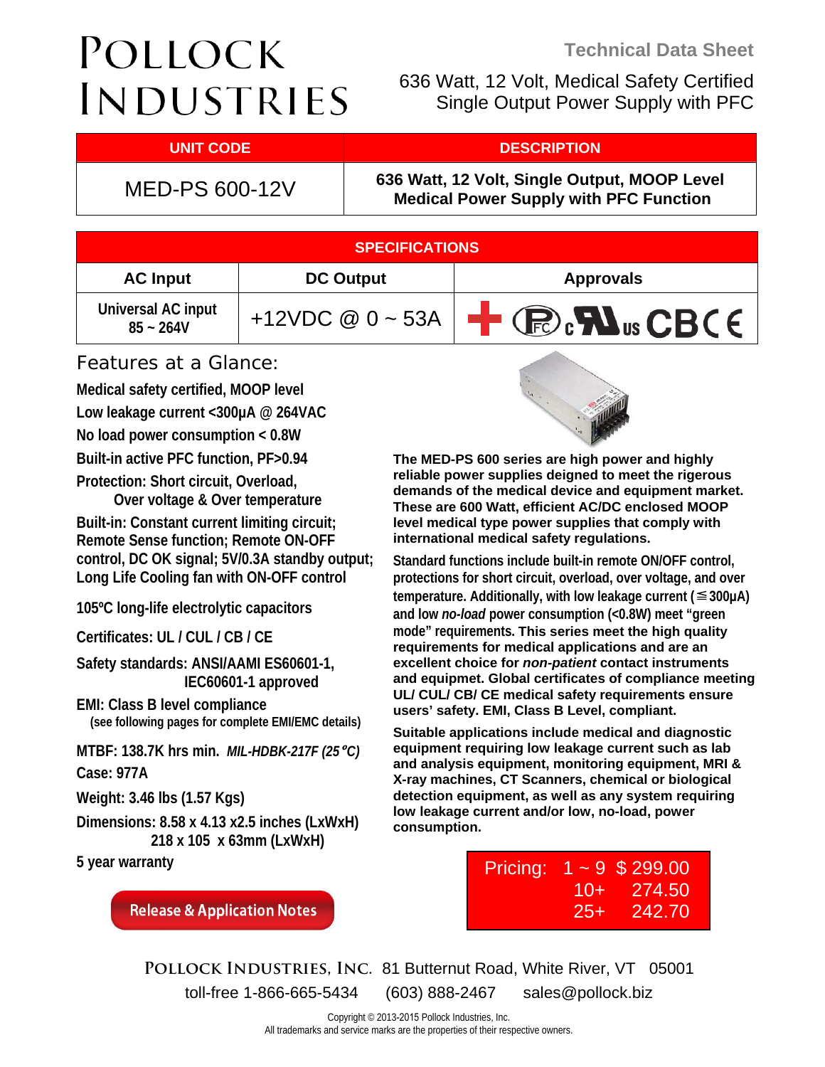# Pollock Industries

**Technical Data Sheet**

636 Watt, 12 Volt, Medical Safety Certified Single Output Power Supply with PFC

| UNIT CODE | DESCRIPTION |
|---|---|
| MED-PS 600-12V | **636 Watt, 12 Volt, Single Output, MOOP Level Medical Power Supply with PFC Function** |

| SPECIFICATIONS | | |
|---|---|---|
| **AC Input** | **DC Output** | **Approvals** |
| Universal AC input 85 ~ 264V | +12VDC @ 0 ~ 53A | FCC, cULus, CB, CE |

## Features at a Glance:

**Medical safety certified, MOOP level**

**Low leakage current <300μA @ 264VAC**

**No load power consumption < 0.8W**

**Built-in active PFC function, PF>0.94**

**Protection: Short circuit, Overload, Over voltage & Over temperature**

**Built-in: Constant current limiting circuit; Remote Sense function; Remote ON-OFF control, DC OK signal; 5V/0.3A standby output; Long Life Cooling fan with ON-OFF control**

**105ºC long-life electrolytic capacitors**

**Certificates: UL / CUL / CB / CE**

**Safety standards: ANSI/AAMI ES60601-1, IEC60601-1 approved**

**EMI: Class B level compliance**
**(see following pages for complete EMI/EMC details)**

**MTBF: 138.7K hrs min.** ***MIL-HDBK-217F (25 ºC)***

**Case: 977A**

**Weight: 3.46 lbs (1.57 Kgs)**

**Dimensions: 8.58 x 4.13 x2.5 inches (LxWxH) 218 x 105 x 63mm (LxWxH)**

**5 year warranty**

Release & Application Notes

**The MED-PS 600 series are high power and highly reliable power supplies deigned to meet the rigerous demands of the medical device and equipment market. These are 600 Watt, efficient AC/DC enclosed MOOP level medical type power supplies that comply with international medical safety regulations.**

**Standard functions include built-in remote ON/OFF control, protections for short circuit, overload, over voltage, and over temperature. Additionally, with low leakage current (≦300μA) and low *no-load* power consumption (<0.8W) meet "green mode" requirements. This series meet the high quality requirements for medical applications and are an excellent choice for *non-patient* contact instruments and equipmet. Global certificates of compliance meeting UL/ CUL/ CB/ CE medical safety requirements ensure users' safety. EMI, Class B Level, compliant.**

**Suitable applications include medical and diagnostic equipment requiring low leakage current such as lab and analysis equipment, monitoring equipment, MRI & X-ray machines, CT Scanners, chemical or biological detection equipment, as well as any system requiring low leakage current and/or low, no-load, power consumption.**

| Pricing: | | |
|---|---|---|
| | 1 ~ 9 | $ 299.00 |
| | 10+ | 274.50 |
| | 25+ | 242.70 |

POLLOCK INDUSTRIES, INC. 81 Butternut Road, White River, VT 05001
toll-free 1-866-665-5434 (603) 888-2467 sales@pollock.biz

Copyright © 2013-2015 Pollock Industries, Inc.
All trademarks and service marks are the properties of their respective owners.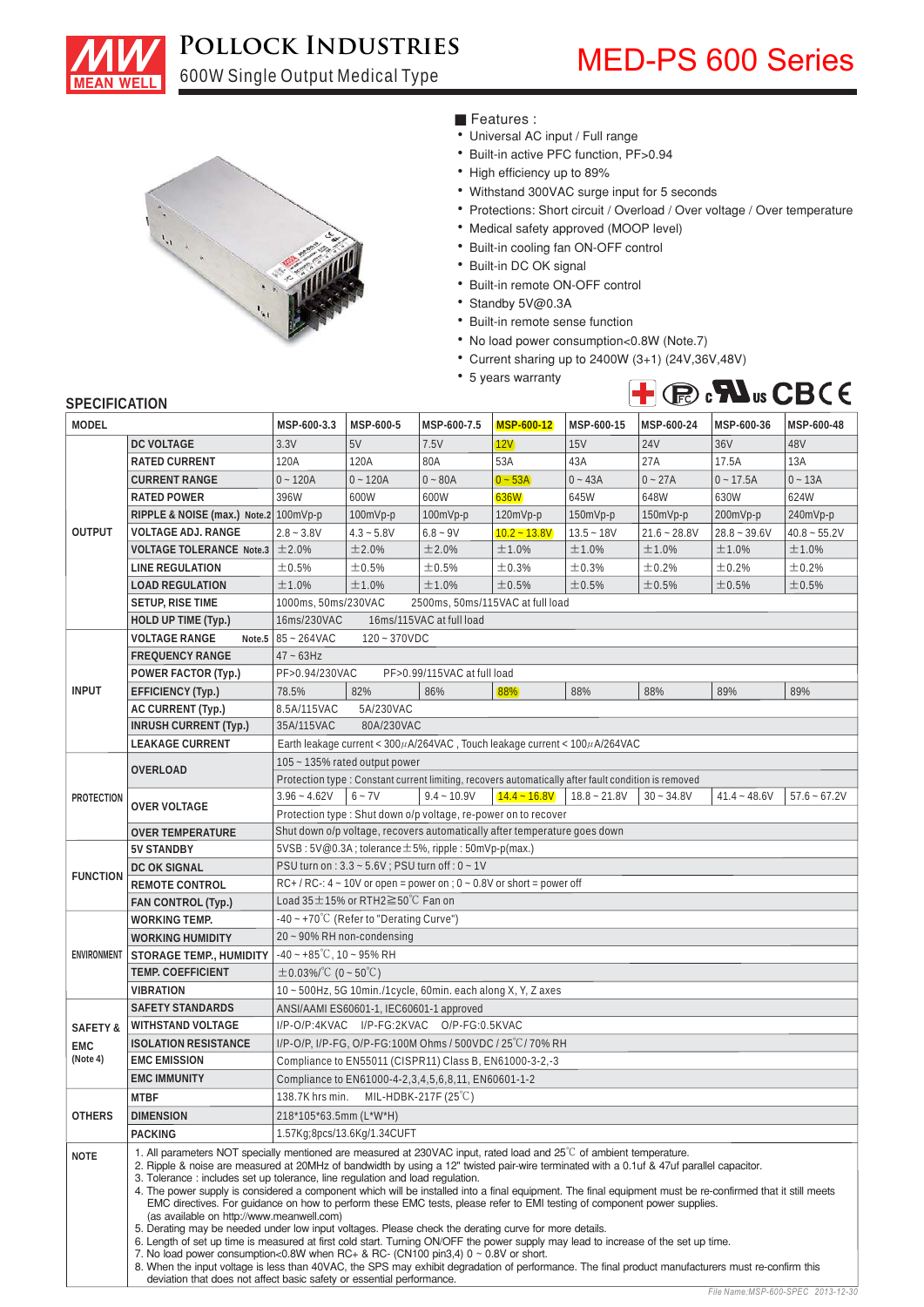# MED-PS 600 Series

**Pollock Industries**

600W Single Output Medical Type

## Features :

- Universal AC input / Full range
- Built-in active PFC function, PF>0.94
- High efficiency up to 89%
- Withstand 300VAC surge input for 5 seconds
- Protections: Short circuit / Overload / Over voltage / Over temperature
- Medical safety approved (MOOP level)
- Built-in cooling fan ON-OFF control
- Built-in DC OK signal
- Built-in remote ON-OFF control
- Standby 5V@0.3A
- Built-in remote sense function
- No load power consumption<0.8W (Note.7)
- Current sharing up to 2400W (3+1) (24V,36V,48V)
- 5 years warranty

## SPECIFICATION

| MODEL | | MSP-600-3.3 | MSP-600-5 | MSP-600-7.5 | MSP-600-12 | MSP-600-15 | MSP-600-24 | MSP-600-36 | MSP-600-48 |
|---|---|---|---|---|---|---|---|---|---|
| OUTPUT | DC VOLTAGE | 3.3V | 5V | 7.5V | 12V | 15V | 24V | 36V | 48V |
| | RATED CURRENT | 120A | 120A | 80A | 53A | 43A | 27A | 17.5A | 13A |
| | CURRENT RANGE | 0 ~ 120A | 0 ~ 120A | 0 ~ 80A | 0 ~ 53A | 0 ~ 43A | 0 ~ 27A | 0 ~ 17.5A | 0 ~ 13A |
| | RATED POWER | 396W | 600W | 600W | 636W | 645W | 648W | 630W | 624W |
| | RIPPLE & NOISE (max.) Note.2 | 100mVp-p | 100mVp-p | 100mVp-p | 120mVp-p | 150mVp-p | 150mVp-p | 200mVp-p | 240mVp-p |
| | VOLTAGE ADJ. RANGE | 2.8 ~ 3.8V | 4.3 ~ 5.8V | 6.8 ~ 9V | 10.2 ~ 13.8V | 13.5 ~ 18V | 21.6 ~ 28.8V | 28.8 ~ 39.6V | 40.8 ~ 55.2V |
| | VOLTAGE TOLERANCE Note.3 | ±2.0% | ±2.0% | ±2.0% | ±1.0% | ±1.0% | ±1.0% | ±1.0% | ±1.0% |
| | LINE REGULATION | ±0.5% | ±0.5% | ±0.5% | ±0.3% | ±0.3% | ±0.2% | ±0.2% | ±0.2% |
| | LOAD REGULATION | ±1.0% | ±1.0% | ±1.0% | ±0.5% | ±0.5% | ±0.5% | ±0.5% | ±0.5% |
| | SETUP, RISE TIME | 1000ms, 50ms/230VAC 2500ms, 50ms/115VAC at full load | | | | | | | |
| | HOLD UP TIME (Typ.) | 16ms/230VAC 16ms/115VAC at full load | | | | | | | |
| INPUT | VOLTAGE RANGE Note.5 | 85 ~ 264VAC 120 ~ 370VDC | | | | | | | |
| | FREQUENCY RANGE | 47 ~ 63Hz | | | | | | | |
| | POWER FACTOR (Typ.) | PF>0.94/230VAC PF>0.99/115VAC at full load | | | | | | | |
| | EFFICIENCY (Typ.) | 78.5% | 82% | 86% | 88% | 88% | 88% | 89% | 89% |
| | AC CURRENT (Typ.) | 8.5A/115VAC 5A/230VAC | | | | | | | |
| | INRUSH CURRENT (Typ.) | 35A/115VAC 80A/230VAC | | | | | | | |
| | LEAKAGE CURRENT | Earth leakage current < 300μA/264VAC , Touch leakage current < 100μA/264VAC | | | | | | | |
| PROTECTION | OVERLOAD | 105 ~ 135% rated output power | | | | | | | |
| | | Protection type : Constant current limiting, recovers automatically after fault condition is removed | | | | | | | |
| | OVER VOLTAGE | 3.96 ~ 4.62V | 6 ~ 7V | 9.4 ~ 10.9V | 14.4 ~ 16.8V | 18.8 ~ 21.8V | 30 ~ 34.8V | 41.4 ~ 48.6V | 57.6 ~ 67.2V |
| | | Protection type : Shut down o/p voltage, re-power on to recover | | | | | | | |
| | OVER TEMPERATURE | Shut down o/p voltage, recovers automatically after temperature goes down | | | | | | | |
| FUNCTION | 5V STANDBY | 5VSB : 5V@0.3A ; tolerance ±5%, ripple : 50mVp-p(max.) | | | | | | | |
| | DC OK SIGNAL | PSU turn on : 3.3 ~ 5.6V ; PSU turn off : 0 ~ 1V | | | | | | | |
| | REMOTE CONTROL | RC+ / RC-: 4 ~ 10V or open = power on ; 0 ~ 0.8V or short = power off | | | | | | | |
| | FAN CONTROL (Typ.) | Load 35±15% or RTH2≧50℃ Fan on | | | | | | | |
| ENVIRONMENT | WORKING TEMP. | -40 ~ +70℃ (Refer to "Derating Curve") | | | | | | | |
| | WORKING HUMIDITY | 20 ~ 90% RH non-condensing | | | | | | | |
| | STORAGE TEMP., HUMIDITY | -40 ~ +85℃, 10 ~ 95% RH | | | | | | | |
| | TEMP. COEFFICIENT | ±0.03%/℃ (0 ~ 50℃) | | | | | | | |
| | VIBRATION | 10 ~ 500Hz, 5G 10min./1cycle, 60min. each along X, Y, Z axes | | | | | | | |
| SAFETY & EMC (Note 4) | SAFETY STANDARDS | ANSI/AAMI ES60601-1, IEC60601-1 approved | | | | | | | |
| | WITHSTAND VOLTAGE | I/P-O/P:4KVAC I/P-FG:2KVAC O/P-FG:0.5KVAC | | | | | | | |
| | ISOLATION RESISTANCE | I/P-O/P, I/P-FG, O/P-FG:100M Ohms / 500VDC / 25℃/ 70% RH | | | | | | | |
| | EMC EMISSION | Compliance to EN55011 (CISPR11) Class B, EN61000-3-2,-3 | | | | | | | |
| | EMC IMMUNITY | Compliance to EN61000-4-2,3,4,5,6,8,11, EN60601-1-2 | | | | | | | |
| OTHERS | MTBF | 138.7K hrs min. MIL-HDBK-217F (25℃) | | | | | | | |
| | DIMENSION | 218*105*63.5mm (L*W*H) | | | | | | | |
| | PACKING | 1.57Kg;8pcs/13.6Kg/1.34CUFT | | | | | | | |

**NOTE**

1. All parameters NOT specially mentioned are measured at 230VAC input, rated load and 25℃ of ambient temperature.
2. Ripple & noise are measured at 20MHz of bandwidth by using a 12" twisted pair-wire terminated with a 0.1uf & 47uf parallel capacitor.
3. Tolerance : includes set up tolerance, line regulation and load regulation.
4. The power supply is considered a component which will be installed into a final equipment. The final equipment must be re-confirmed that it still meets EMC directives. For guidance on how to perform these EMC tests, please refer to EMI testing of component power supplies. (as available on http://www.meanwell.com)
5. Derating may be needed under low input voltages. Please check the derating curve for more details.
6. Length of set up time is measured at first cold start. Turning ON/OFF the power supply may lead to increase of the set up time.
7. No load power consumption<0.8W when RC+ & RC- (CN100 pin3,4) 0 ~ 0.8V or short.
8. When the input voltage is less than 40VAC, the SPS may exhibit degradation of performance. The final product manufacturers must re-confirm this deviation that does not affect basic safety or essential performance.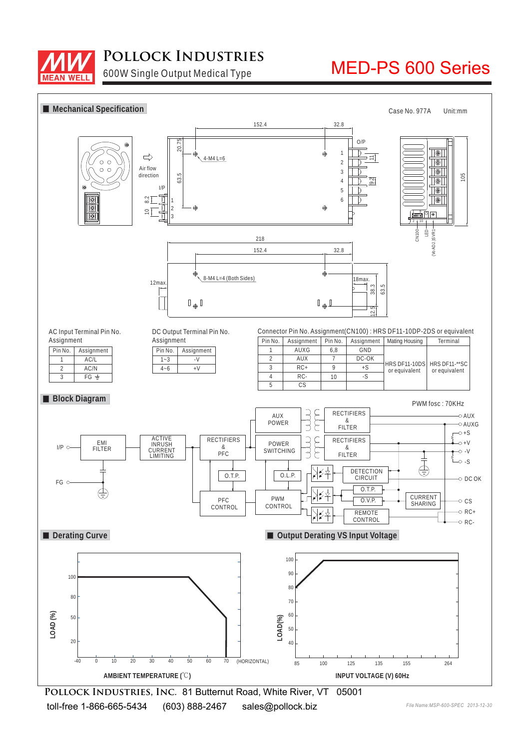# POLLOCK INDUSTRIES
600W Single Output Medical Type

# MED-PS 600 Series

## Mechanical Specification

Case No. 977A Unit:mm

AC Input Terminal Pin No. Assignment

| Pin No. | Assignment |
|---|---|
| 1 | AC/L |
| 2 | AC/N |
| 3 | FG ⏚ |

DC Output Terminal Pin No. Assignment

| Pin No. | Assignment |
|---|---|
| 1~3 | -V |
| 4~6 | +V |

Connector Pin No. Assignment(CN100) : HRS DF11-10DP-2DS or equivalent

| Pin No. | Assignment | Pin No. | Assignment | Mating Housing | Terminal |
|---|---|---|---|---|---|
| 1 | AUXG | 6,8 | GND | HRS DF11-10DS or equivalent | HRS DF11-**SC or equivalent |
| 2 | AUX | 7 | DC-OK | | |
| 3 | RC+ | 9 | +S | | |
| 4 | RC- | 10 | -S | | |
| 5 | CS | | | | |

## Block Diagram

PWM fosc : 70KHz

## Derating Curve

## Output Derating VS Input Voltage

**POLLOCK INDUSTRIES, INC.** 81 Butternut Road, White River, VT 05001
toll-free 1-866-665-5434 (603) 888-2467 sales@pollock.biz

*File Name:MSP-600-SPEC 2013-12-30*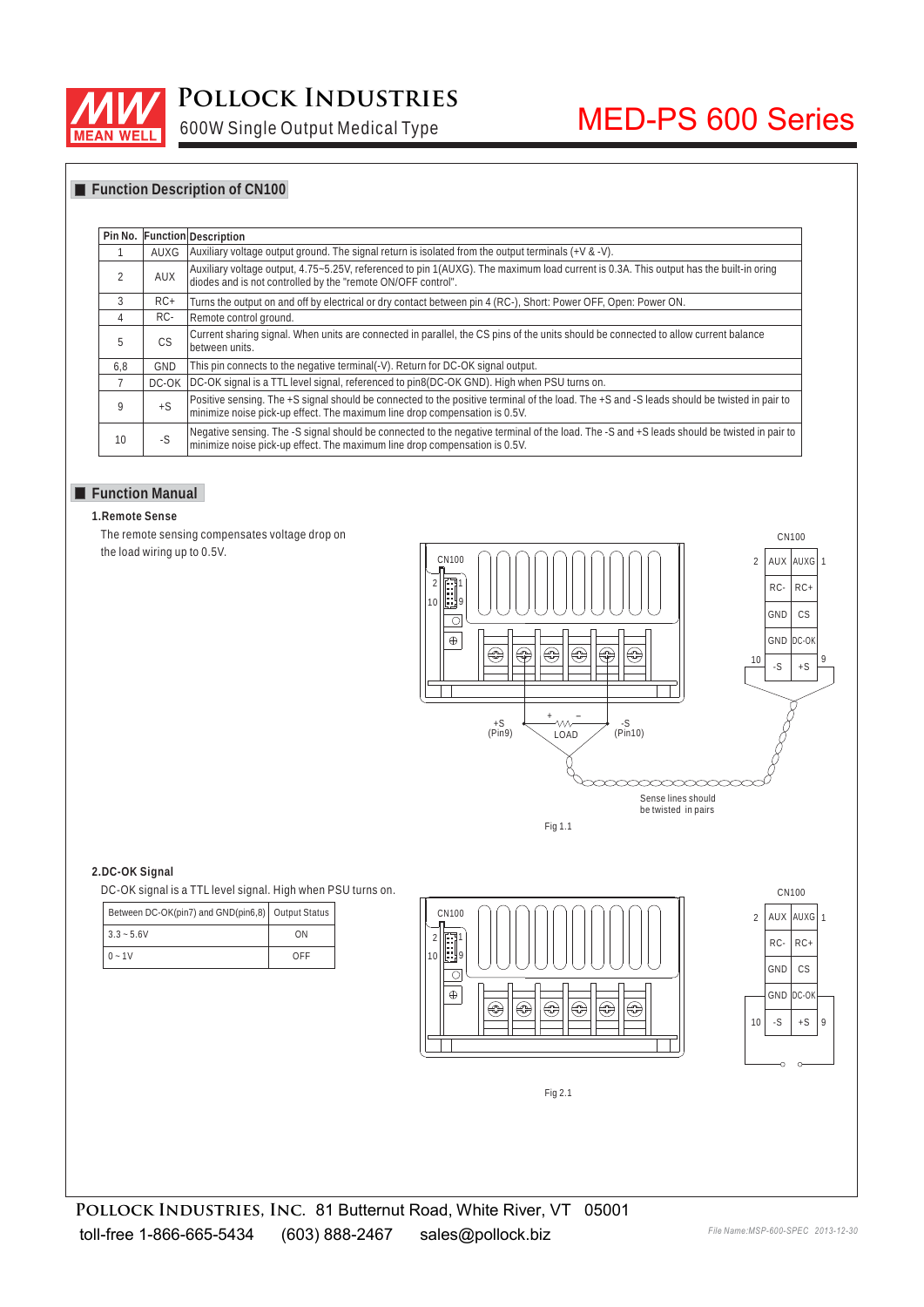## Function Description of CN100

| Pin No. | Function | Description |
|---|---|---|
| 1 | AUXG | Auxiliary voltage output ground. The signal return is isolated from the output terminals (+V & -V). |
| 2 | AUX | Auxiliary voltage output, 4.75~5.25V, referenced to pin 1(AUXG). The maximum load current is 0.3A. This output has the built-in oring diodes and is not controlled by the "remote ON/OFF control". |
| 3 | RC+ | Turns the output on and off by electrical or dry contact between pin 4 (RC-), Short: Power OFF, Open: Power ON. |
| 4 | RC- | Remote control ground. |
| 5 | CS | Current sharing signal. When units are connected in parallel, the CS pins of the units should be connected to allow current balance between units. |
| 6,8 | GND | This pin connects to the negative terminal(-V). Return for DC-OK signal output. |
| 7 | DC-OK | DC-OK signal is a TTL level signal, referenced to pin8(DC-OK GND). High when PSU turns on. |
| 9 | +S | Positive sensing. The +S signal should be connected to the positive terminal of the load. The +S and -S leads should be twisted in pair to minimize noise pick-up effect. The maximum line drop compensation is 0.5V. |
| 10 | -S | Negative sensing. The -S signal should be connected to the negative terminal of the load. The -S and +S leads should be twisted in pair to minimize noise pick-up effect. The maximum line drop compensation is 0.5V. |

## Function Manual

### 1.Remote Sense

The remote sensing compensates voltage drop on the load wiring up to 0.5V.

Fig 1.1

### 2.DC-OK Signal

DC-OK signal is a TTL level signal. High when PSU turns on.

| Between DC-OK(pin7) and GND(pin6,8) | Output Status |
|---|---|
| 3.3 ~ 5.6V | ON |
| 0 ~ 1V | OFF |

Fig 2.1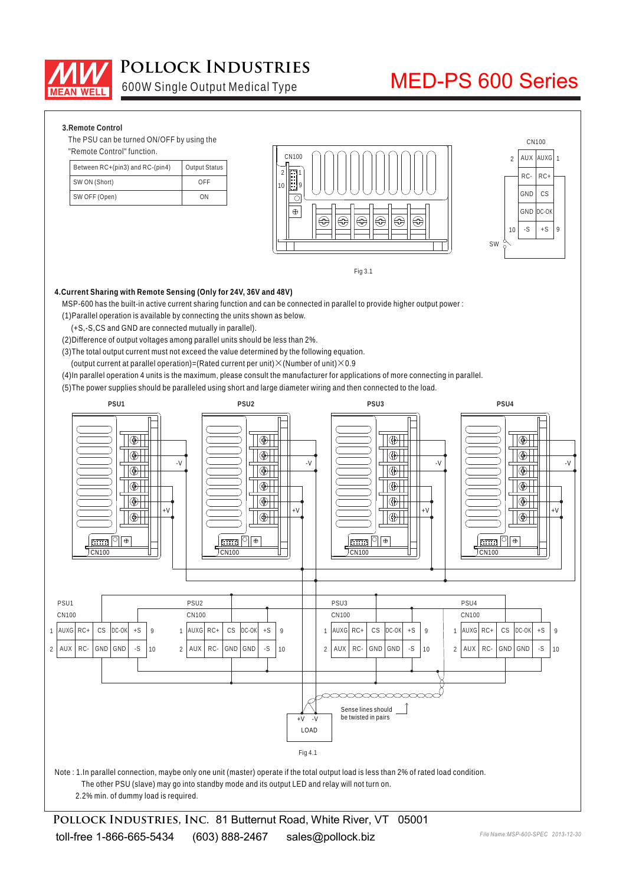### 3.Remote Control

The PSU can be turned ON/OFF by using the "Remote Control" function.

| Between RC+(pin3) and RC-(pin4) | Output Status |
|---|---|
| SW ON (Short) | OFF |
| SW OFF (Open) | ON |

CN100

2 AUX AUXG 1

RC- RC+

GND CS

GND DC-OK

10 -S +S 9

SW

Fig 3.1

### 4.Current Sharing with Remote Sensing (Only for 24V, 36V and 48V)

MSP-600 has the built-in active current sharing function and can be connected in parallel to provide higher output power :

(1)Parallel operation is available by connecting the units shown as below.
  (+S,-S,CS and GND are connected mutually in parallel).

(2)Difference of output voltages among parallel units should be less than 2%.

(3)The total output current must not exceed the value determined by the following equation.
  (output current at parallel operation)=(Rated current per unit)×(Number of unit)×0.9

(4)In parallel operation 4 units is the maximum, please consult the manufacturer for applications of more connecting in parallel.

(5)The power supplies should be paralleled using short and large diameter wiring and then connected to the load.

PSU1 PSU2 PSU3 PSU4

-V +V CN100

Sense lines should be twisted in pairs

+V -V LOAD

Fig 4.1

Note : 1.In parallel connection, maybe only one unit (master) operate if the total output load is less than 2% of rated load condition.
  The other PSU (slave) may go into standby mode and its output LED and relay will not turn on.
 2.2% min. of dummy load is required.